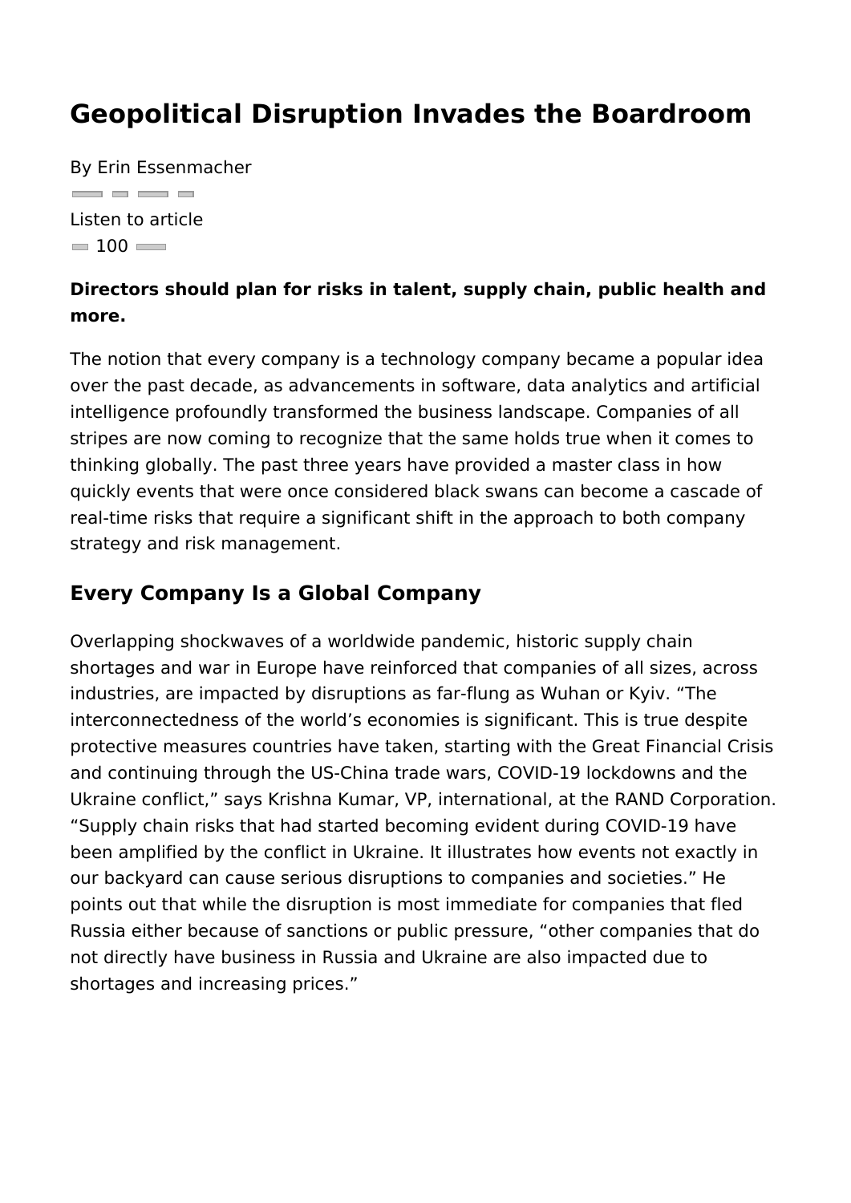# Geopolitical Disruption Invades the Boardroom

By Erin Essenmacher

Listen to article

100

**Directors should plan for risks in talent, supply chain, public health and more.**

The notion that every company is a technology company became a popular idea over the past decade, as advancements in software, data analytics and artificial intelligence profoundly transformed the business landscape. Companies of all stripes are now coming to recognize that the same holds true when it comes to thinking globally. The past three years have provided a master class in how quickly events that were once considered black swans can become a cascade of real-time risks that require a significant shift in the approach to both company strategy and risk management.

## Every Company Is a Global Company

Overlapping shockwaves of a worldwide pandemic, historic supply chain shortages and war in Europe have reinforced that companies of all sizes, across industries, are impacted by disruptions as far-flung as Wuhan or Kyiv. "The interconnectedness of the world's economies is significant. This is true despite protective measures countries have taken, starting with the Great Financial Crisis and continuing through the US-China trade wars, COVID-19 lockdowns and the Ukraine conflict," says Krishna Kumar, VP, international, at the RAND Corporation. "Supply chain risks that had started becoming evident during COVID-19 have been amplified by the conflict in Ukraine. It illustrates how events not exactly in our backyard can cause serious disruptions to companies and societies." He points out that while the disruption is most immediate for companies that fled Russia either because of sanctions or public pressure, "other companies that do not directly have business in Russia and Ukraine are also impacted due to shortages and increasing prices."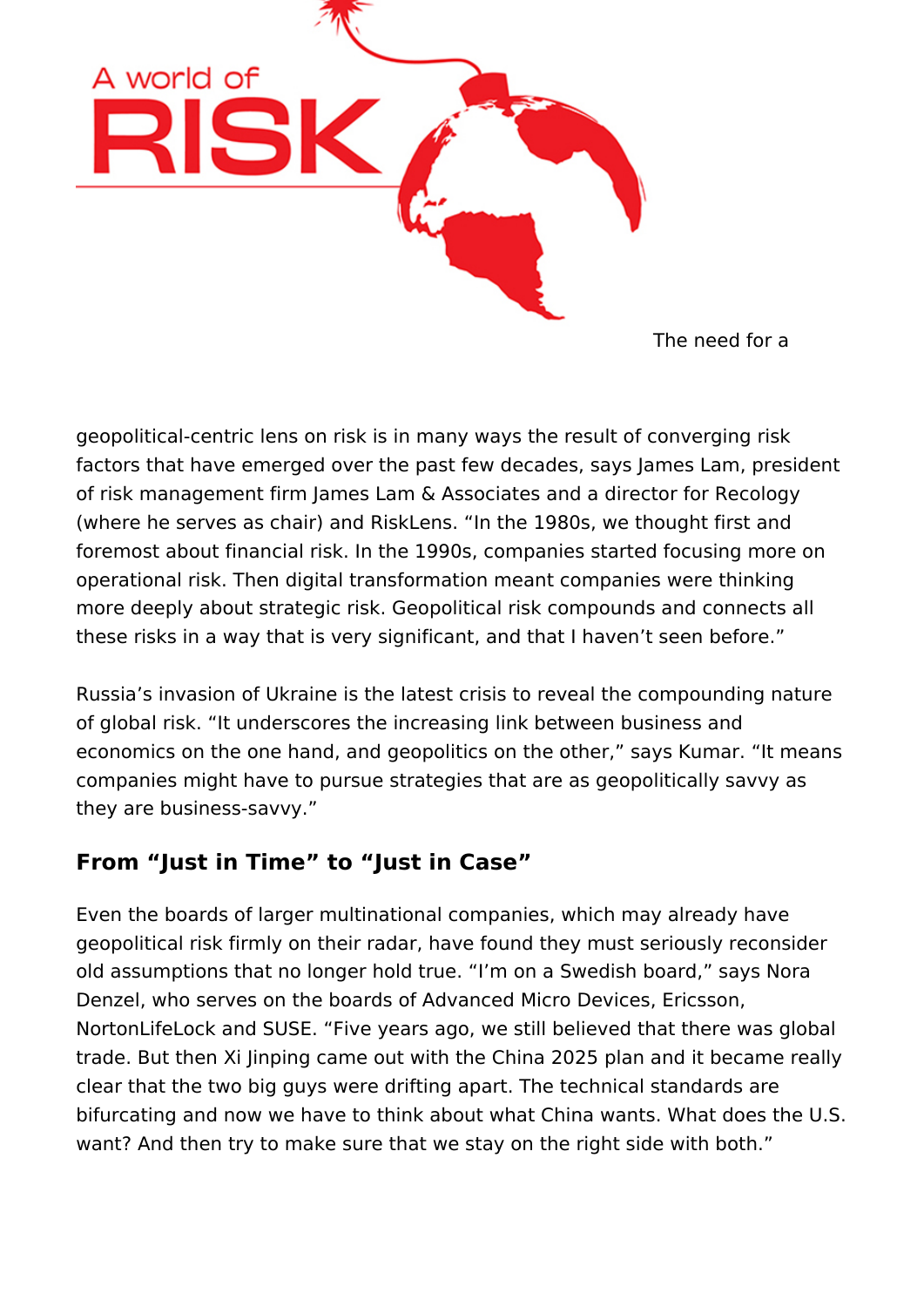A world of RISK

The need for a geopolitical-centric lens on risk is in many ways the result of converging risk factors that have emerged over the past few decades, says James Lam, president of risk management firm James Lam & Associates and a director for Recology (where he serves as chair) and RiskLens. “In the 1980s, we thought first and foremost about financial risk. In the 1990s, companies started focusing more on operational risk. Then digital transformation meant companies were thinking more deeply about strategic risk. Geopolitical risk compounds and connects all these risks in a way that is very significant, and that I haven’t seen before.”

Russia’s invasion of Ukraine is the latest crisis to reveal the compounding nature of global risk. “It underscores the increasing link between business and economics on the one hand, and geopolitics on the other,” says Kumar. “It means companies might have to pursue strategies that are as geopolitically savvy as they are business-savvy.”

## From “Just in Time” to “Just in Case”

Even the boards of larger multinational companies, which may already have geopolitical risk firmly on their radar, have found they must seriously reconsider old assumptions that no longer hold true. “I’m on a Swedish board,” says Nora Denzel, who serves on the boards of Advanced Micro Devices, Ericsson, NortonLifeLock and SUSE. “Five years ago, we still believed that there was global trade. But then Xi Jinping came out with the China 2025 plan and it became really clear that the two big guys were drifting apart. The technical standards are bifurcating and now we have to think about what China wants. What does the U.S. want? And then try to make sure that we stay on the right side with both.”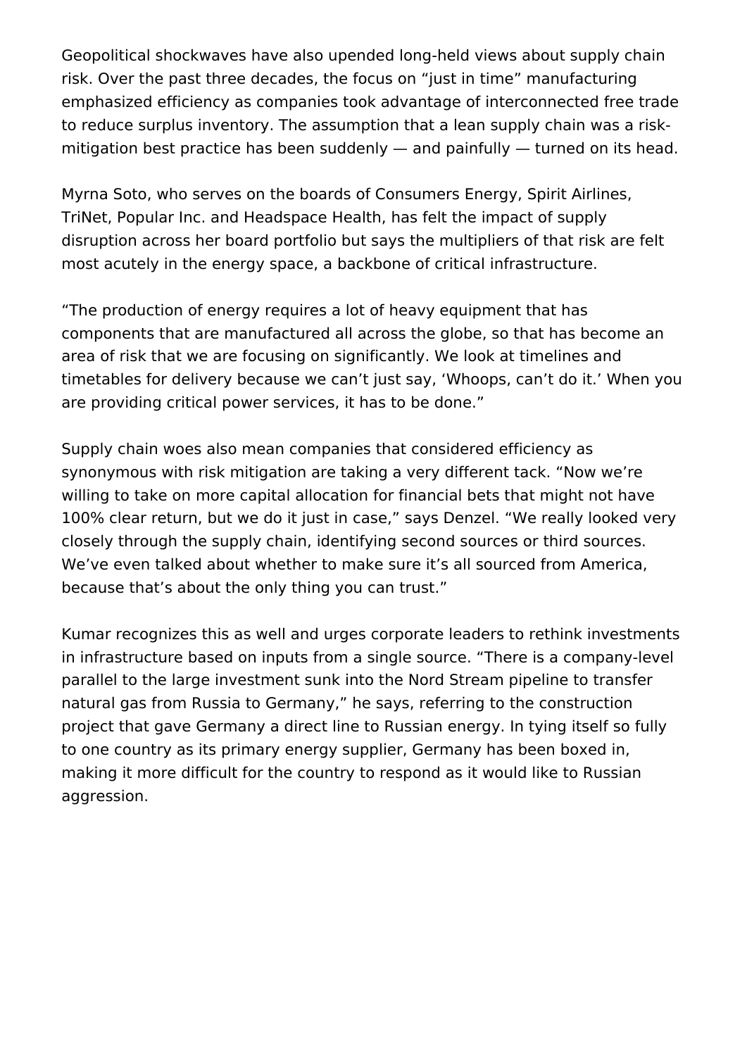Geopolitical shockwaves have also upended long-held views about supply chain risk. Over the past three decades, the focus on “just in time” manufacturing emphasized efficiency as companies took advantage of interconnected free trade to reduce surplus inventory. The assumption that a lean supply chain was a risk-mitigation best practice has been suddenly — and painfully — turned on its head.

Myrna Soto, who serves on the boards of Consumers Energy, Spirit Airlines, TriNet, Popular Inc. and Headspace Health, has felt the impact of supply disruption across her board portfolio but says the multipliers of that risk are felt most acutely in the energy space, a backbone of critical infrastructure.

“The production of energy requires a lot of heavy equipment that has components that are manufactured all across the globe, so that has become an area of risk that we are focusing on significantly. We look at timelines and timetables for delivery because we can’t just say, ‘Whoops, can’t do it.’ When you are providing critical power services, it has to be done.”

Supply chain woes also mean companies that considered efficiency as synonymous with risk mitigation are taking a very different tack. “Now we’re willing to take on more capital allocation for financial bets that might not have 100% clear return, but we do it just in case,” says Denzel. “We really looked very closely through the supply chain, identifying second sources or third sources. We’ve even talked about whether to make sure it’s all sourced from America, because that’s about the only thing you can trust.”

Kumar recognizes this as well and urges corporate leaders to rethink investments in infrastructure based on inputs from a single source. “There is a company-level parallel to the large investment sunk into the Nord Stream pipeline to transfer natural gas from Russia to Germany,” he says, referring to the construction project that gave Germany a direct line to Russian energy. In tying itself so fully to one country as its primary energy supplier, Germany has been boxed in, making it more difficult for the country to respond as it would like to Russian aggression.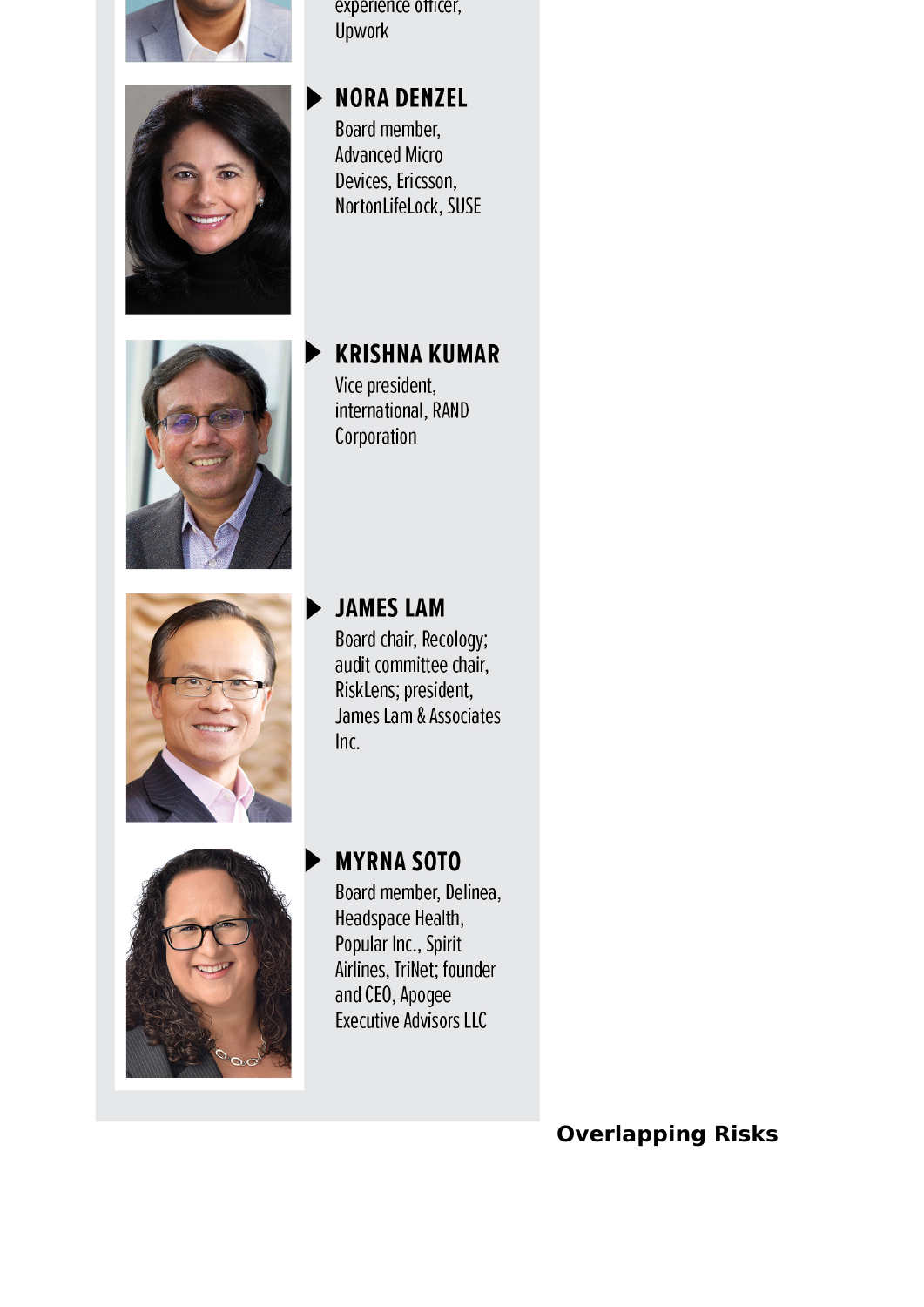experience officer, Upwork

**NORA DENZEL**
Board member, Advanced Micro Devices, Ericsson, NortonLifeLock, SUSE

**KRISHNA KUMAR**
Vice president, international, RAND Corporation

**JAMES LAM**
Board chair, Recology; audit committee chair, RiskLens; president, James Lam & Associates Inc.

**MYRNA SOTO**
Board member, Delinea, Headspace Health, Popular Inc., Spirit Airlines, TriNet; founder and CEO, Apogee Executive Advisors LLC

## Overlapping Risks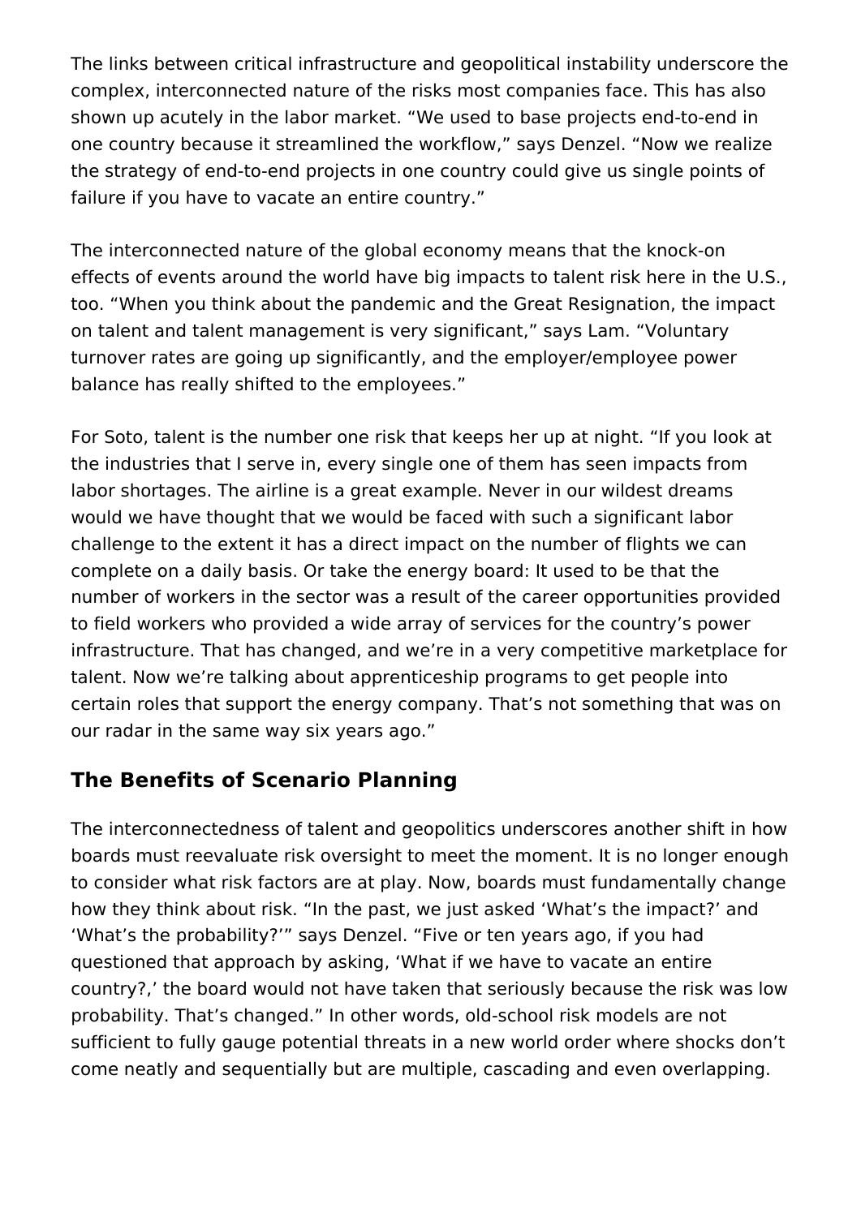The links between critical infrastructure and geopolitical instability underscore the complex, interconnected nature of the risks most companies face. This has also shown up acutely in the labor market. “We used to base projects end-to-end in one country because it streamlined the workflow,” says Denzel. “Now we realize the strategy of end-to-end projects in one country could give us single points of failure if you have to vacate an entire country.”

The interconnected nature of the global economy means that the knock-on effects of events around the world have big impacts to talent risk here in the U.S., too. “When you think about the pandemic and the Great Resignation, the impact on talent and talent management is very significant,” says Lam. “Voluntary turnover rates are going up significantly, and the employer/employee power balance has really shifted to the employees.”

For Soto, talent is the number one risk that keeps her up at night. “If you look at the industries that I serve in, every single one of them has seen impacts from labor shortages. The airline is a great example. Never in our wildest dreams would we have thought that we would be faced with such a significant labor challenge to the extent it has a direct impact on the number of flights we can complete on a daily basis. Or take the energy board: It used to be that the number of workers in the sector was a result of the career opportunities provided to field workers who provided a wide array of services for the country’s power infrastructure. That has changed, and we’re in a very competitive marketplace for talent. Now we’re talking about apprenticeship programs to get people into certain roles that support the energy company. That’s not something that was on our radar in the same way six years ago.”

## The Benefits of Scenario Planning

The interconnectedness of talent and geopolitics underscores another shift in how boards must reevaluate risk oversight to meet the moment. It is no longer enough to consider what risk factors are at play. Now, boards must fundamentally change how they think about risk. “In the past, we just asked ‘What’s the impact?’ and ‘What’s the probability?’” says Denzel. “Five or ten years ago, if you had questioned that approach by asking, ‘What if we have to vacate an entire country?,’ the board would not have taken that seriously because the risk was low probability. That’s changed.” In other words, old-school risk models are not sufficient to fully gauge potential threats in a new world order where shocks don’t come neatly and sequentially but are multiple, cascading and even overlapping.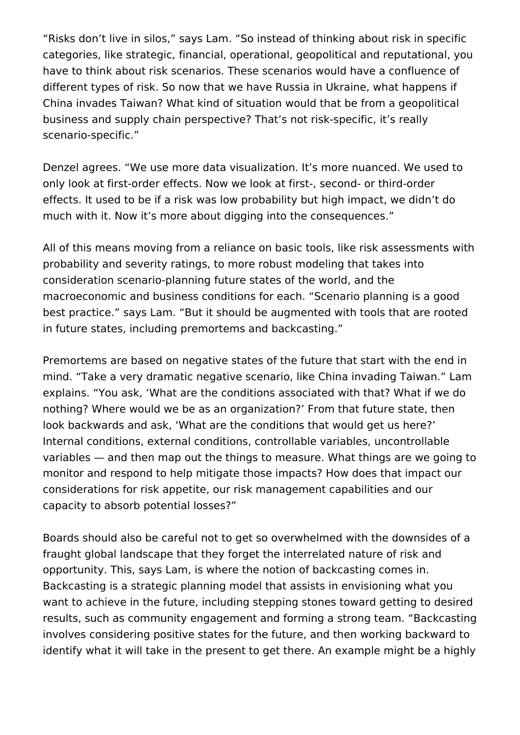“Risks don’t live in silos,” says Lam. “So instead of thinking about risk in specific categories, like strategic, financial, operational, geopolitical and reputational, you have to think about risk scenarios. These scenarios would have a confluence of different types of risk. So now that we have Russia in Ukraine, what happens if China invades Taiwan? What kind of situation would that be from a geopolitical business and supply chain perspective? That’s not risk-specific, it’s really scenario-specific.”

Denzel agrees. “We use more data visualization. It’s more nuanced. We used to only look at first-order effects. Now we look at first-, second- or third-order effects. It used to be if a risk was low probability but high impact, we didn’t do much with it. Now it’s more about digging into the consequences.”

All of this means moving from a reliance on basic tools, like risk assessments with probability and severity ratings, to more robust modeling that takes into consideration scenario-planning future states of the world, and the macroeconomic and business conditions for each. “Scenario planning is a good best practice.” says Lam. “But it should be augmented with tools that are rooted in future states, including premortems and backcasting.”

Premortems are based on negative states of the future that start with the end in mind. “Take a very dramatic negative scenario, like China invading Taiwan.” Lam explains. “You ask, ‘What are the conditions associated with that? What if we do nothing? Where would we be as an organization?’ From that future state, then look backwards and ask, ‘What are the conditions that would get us here?’ Internal conditions, external conditions, controllable variables, uncontrollable variables — and then map out the things to measure. What things are we going to monitor and respond to help mitigate those impacts? How does that impact our considerations for risk appetite, our risk management capabilities and our capacity to absorb potential losses?”

Boards should also be careful not to get so overwhelmed with the downsides of a fraught global landscape that they forget the interrelated nature of risk and opportunity. This, says Lam, is where the notion of backcasting comes in. Backcasting is a strategic planning model that assists in envisioning what you want to achieve in the future, including stepping stones toward getting to desired results, such as community engagement and forming a strong team. “Backcasting involves considering positive states for the future, and then working backward to identify what it will take in the present to get there. An example might be a highly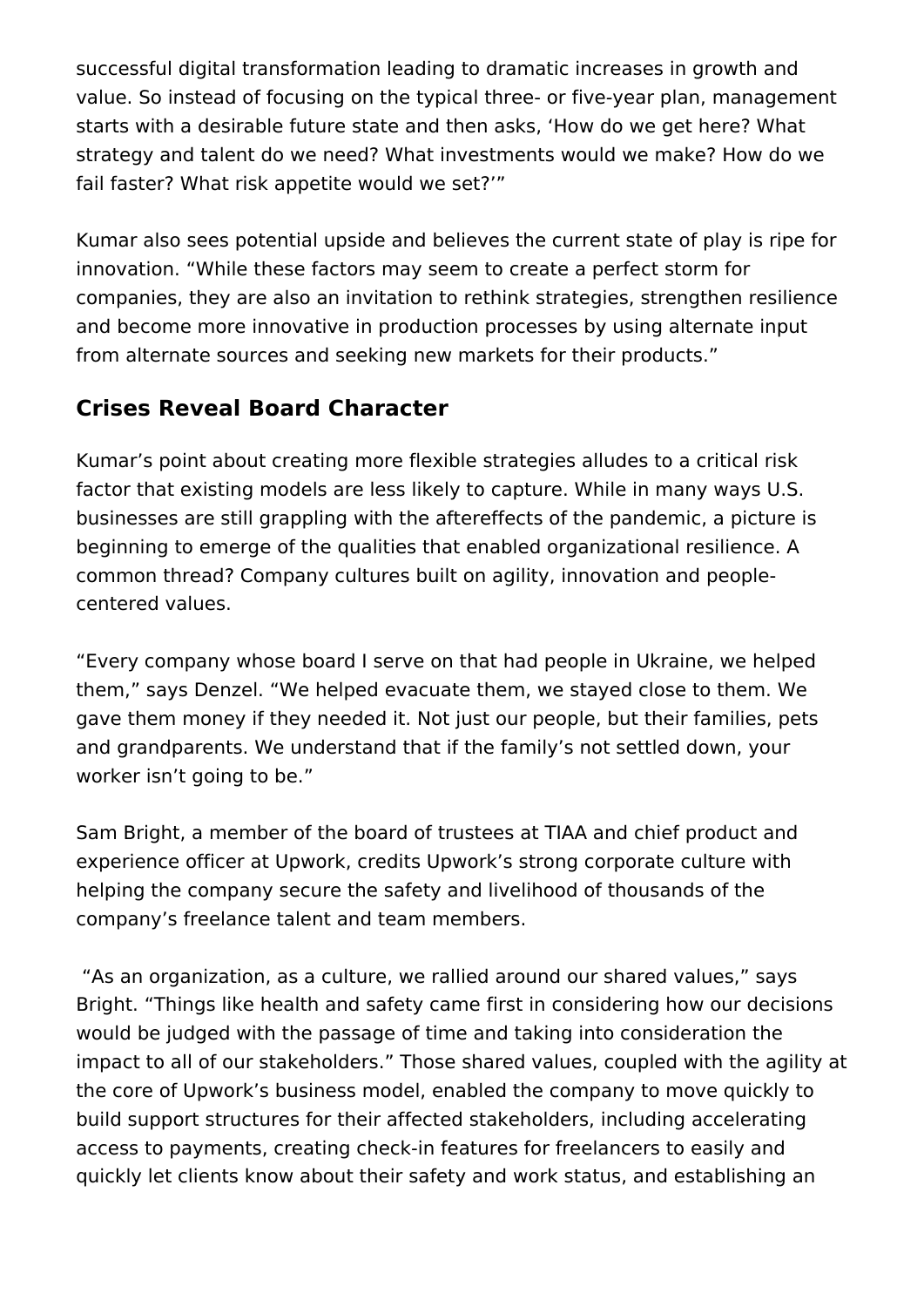successful digital transformation leading to dramatic increases in growth and value. So instead of focusing on the typical three- or five-year plan, management starts with a desirable future state and then asks, 'How do we get here? What strategy and talent do we need? What investments would we make? How do we fail faster? What risk appetite would we set?'"

Kumar also sees potential upside and believes the current state of play is ripe for innovation. "While these factors may seem to create a perfect storm for companies, they are also an invitation to rethink strategies, strengthen resilience and become more innovative in production processes by using alternate input from alternate sources and seeking new markets for their products."

## Crises Reveal Board Character

Kumar's point about creating more flexible strategies alludes to a critical risk factor that existing models are less likely to capture. While in many ways U.S. businesses are still grappling with the aftereffects of the pandemic, a picture is beginning to emerge of the qualities that enabled organizational resilience. A common thread? Company cultures built on agility, innovation and people-centered values.

"Every company whose board I serve on that had people in Ukraine, we helped them," says Denzel. "We helped evacuate them, we stayed close to them. We gave them money if they needed it. Not just our people, but their families, pets and grandparents. We understand that if the family's not settled down, your worker isn't going to be."

Sam Bright, a member of the board of trustees at TIAA and chief product and experience officer at Upwork, credits Upwork's strong corporate culture with helping the company secure the safety and livelihood of thousands of the company's freelance talent and team members.

"As an organization, as a culture, we rallied around our shared values," says Bright. "Things like health and safety came first in considering how our decisions would be judged with the passage of time and taking into consideration the impact to all of our stakeholders." Those shared values, coupled with the agility at the core of Upwork's business model, enabled the company to move quickly to build support structures for their affected stakeholders, including accelerating access to payments, creating check-in features for freelancers to easily and quickly let clients know about their safety and work status, and establishing an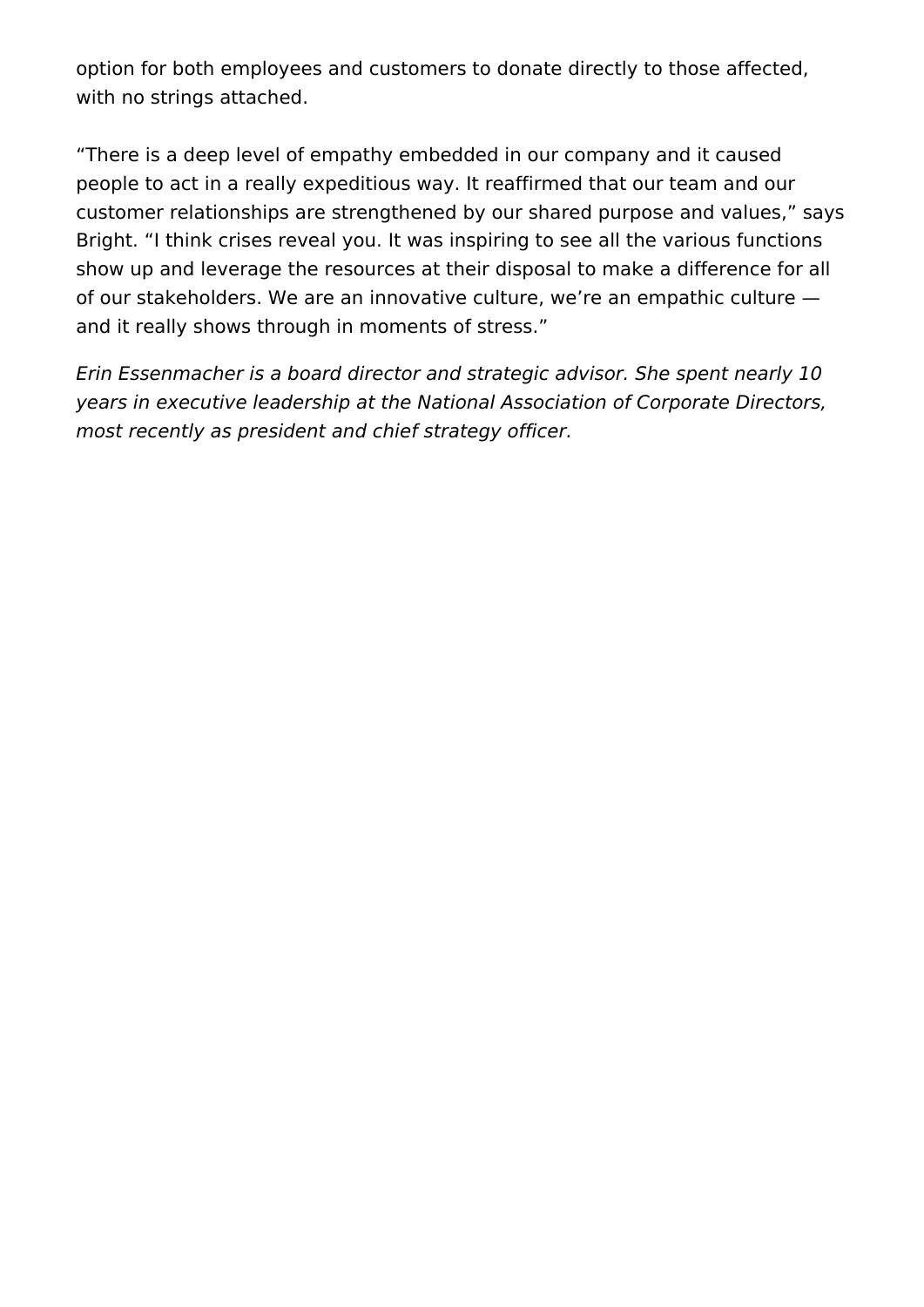option for both employees and customers to donate directly to those affected, with no strings attached.

"There is a deep level of empathy embedded in our company and it caused people to act in a really expeditious way. It reaffirmed that our team and our customer relationships are strengthened by our shared purpose and values," says Bright. "I think crises reveal you. It was inspiring to see all the various functions show up and leverage the resources at their disposal to make a difference for all of our stakeholders. We are an innovative culture, we're an empathic culture — and it really shows through in moments of stress."

*Erin Essenmacher is a board director and strategic advisor. She spent nearly 10 years in executive leadership at the National Association of Corporate Directors, most recently as president and chief strategy officer.*